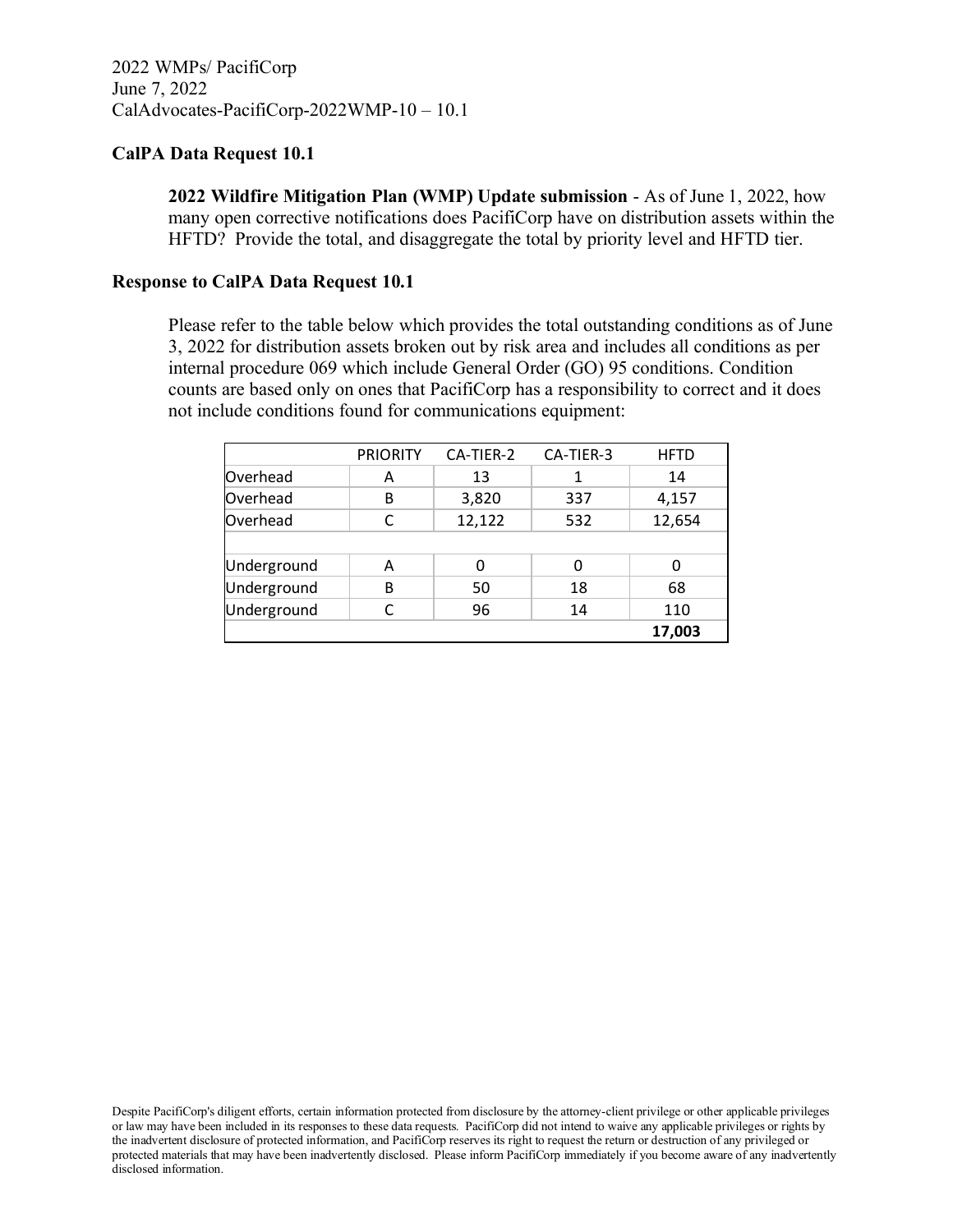2022 WMPs/ PacifiCorp
June 7, 2022
CalAdvocates-PacifiCorp-2022WMP-10 – 10.1

**CalPA Data Request 10.1**

**2022 Wildfire Mitigation Plan (WMP) Update submission** - As of June 1, 2022, how many open corrective notifications does PacifiCorp have on distribution assets within the HFTD? Provide the total, and disaggregate the total by priority level and HFTD tier.

**Response to CalPA Data Request 10.1**

Please refer to the table below which provides the total outstanding conditions as of June 3, 2022 for distribution assets broken out by risk area and includes all conditions as per internal procedure 069 which include General Order (GO) 95 conditions. Condition counts are based only on ones that PacifiCorp has a responsibility to correct and it does not include conditions found for communications equipment:

| | PRIORITY | CA-TIER-2 | CA-TIER-3 | HFTD |
|---|---|---|---|---|
| Overhead | A | 13 | 1 | 14 |
| Overhead | B | 3,820 | 337 | 4,157 |
| Overhead | C | 12,122 | 532 | 12,654 |
| | | | | |
| Underground | A | 0 | 0 | 0 |
| Underground | B | 50 | 18 | 68 |
| Underground | C | 96 | 14 | 110 |
| | | | | **17,003** |

Despite PacifiCorp's diligent efforts, certain information protected from disclosure by the attorney-client privilege or other applicable privileges or law may have been included in its responses to these data requests. PacifiCorp did not intend to waive any applicable privileges or rights by the inadvertent disclosure of protected information, and PacifiCorp reserves its right to request the return or destruction of any privileged or protected materials that may have been inadvertently disclosed. Please inform PacifiCorp immediately if you become aware of any inadvertently disclosed information.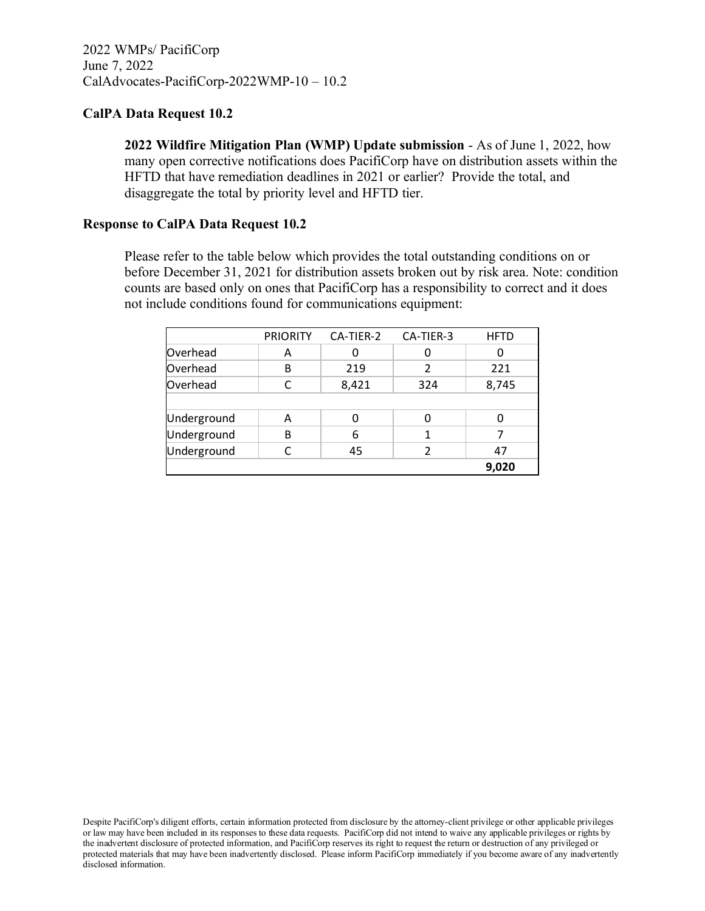2022 WMPs/ PacifiCorp
June 7, 2022
CalAdvocates-PacifiCorp-2022WMP-10 – 10.2

**CalPA Data Request 10.2**

**2022 Wildfire Mitigation Plan (WMP) Update submission** - As of June 1, 2022, how many open corrective notifications does PacifiCorp have on distribution assets within the HFTD that have remediation deadlines in 2021 or earlier? Provide the total, and disaggregate the total by priority level and HFTD tier.

**Response to CalPA Data Request 10.2**

Please refer to the table below which provides the total outstanding conditions on or before December 31, 2021 for distribution assets broken out by risk area. Note: condition counts are based only on ones that PacifiCorp has a responsibility to correct and it does not include conditions found for communications equipment:

| | PRIORITY | CA-TIER-2 | CA-TIER-3 | HFTD |
|---|---|---|---|---|
| Overhead | A | 0 | 0 | 0 |
| Overhead | B | 219 | 2 | 221 |
| Overhead | C | 8,421 | 324 | 8,745 |
| | | | | |
| Underground | A | 0 | 0 | 0 |
| Underground | B | 6 | 1 | 7 |
| Underground | C | 45 | 2 | 47 |
| | | | | **9,020** |

Despite PacifiCorp's diligent efforts, certain information protected from disclosure by the attorney-client privilege or other applicable privileges or law may have been included in its responses to these data requests. PacifiCorp did not intend to waive any applicable privileges or rights by the inadvertent disclosure of protected information, and PacifiCorp reserves its right to request the return or destruction of any privileged or protected materials that may have been inadvertently disclosed. Please inform PacifiCorp immediately if you become aware of any inadvertently disclosed information.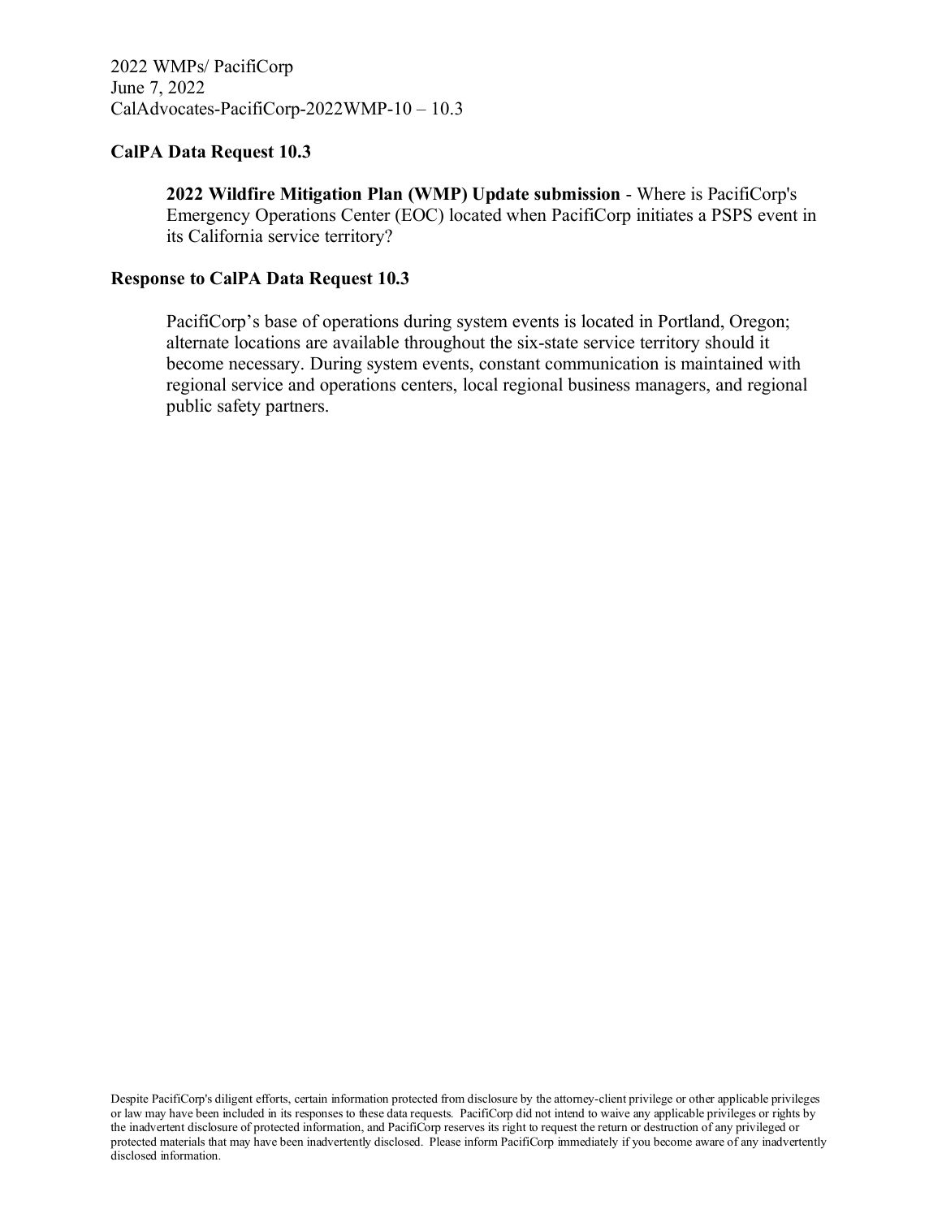2022 WMPs/ PacifiCorp
June 7, 2022
CalAdvocates-PacifiCorp-2022WMP-10 – 10.3

**CalPA Data Request 10.3**

> **2022 Wildfire Mitigation Plan (WMP) Update submission** - Where is PacifiCorp's Emergency Operations Center (EOC) located when PacifiCorp initiates a PSPS event in its California service territory?

**Response to CalPA Data Request 10.3**

> PacifiCorp's base of operations during system events is located in Portland, Oregon; alternate locations are available throughout the six-state service territory should it become necessary. During system events, constant communication is maintained with regional service and operations centers, local regional business managers, and regional public safety partners.

Despite PacifiCorp's diligent efforts, certain information protected from disclosure by the attorney-client privilege or other applicable privileges or law may have been included in its responses to these data requests. PacifiCorp did not intend to waive any applicable privileges or rights by the inadvertent disclosure of protected information, and PacifiCorp reserves its right to request the return or destruction of any privileged or protected materials that may have been inadvertently disclosed. Please inform PacifiCorp immediately if you become aware of any inadvertently disclosed information.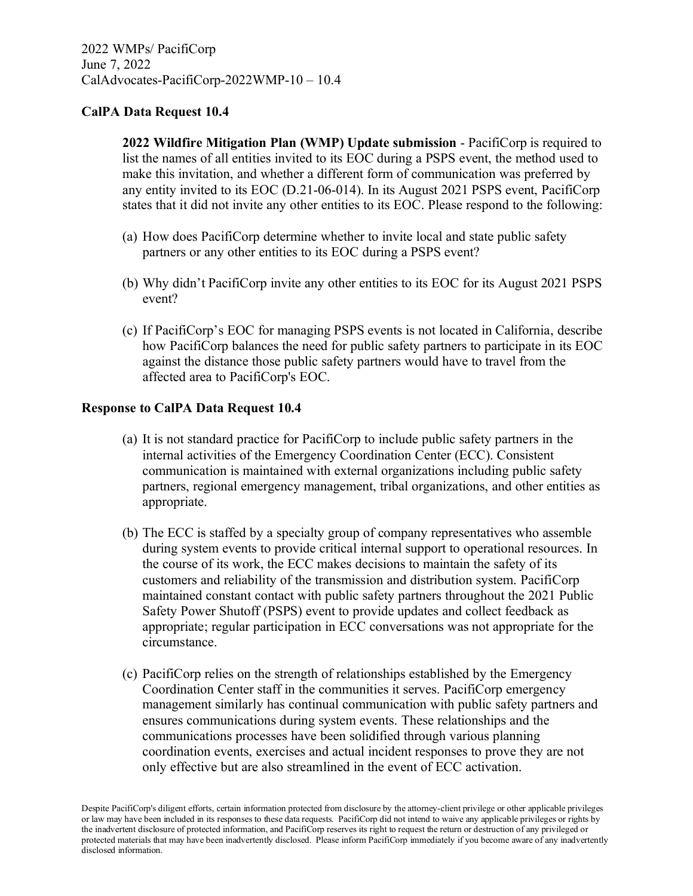2022 WMPs/ PacifiCorp
June 7, 2022
CalAdvocates-PacifiCorp-2022WMP-10 – 10.4

**CalPA Data Request 10.4**

**2022 Wildfire Mitigation Plan (WMP) Update submission** - PacifiCorp is required to list the names of all entities invited to its EOC during a PSPS event, the method used to make this invitation, and whether a different form of communication was preferred by any entity invited to its EOC (D.21-06-014). In its August 2021 PSPS event, PacifiCorp states that it did not invite any other entities to its EOC. Please respond to the following:

(a) How does PacifiCorp determine whether to invite local and state public safety partners or any other entities to its EOC during a PSPS event?

(b) Why didn't PacifiCorp invite any other entities to its EOC for its August 2021 PSPS event?

(c) If PacifiCorp's EOC for managing PSPS events is not located in California, describe how PacifiCorp balances the need for public safety partners to participate in its EOC against the distance those public safety partners would have to travel from the affected area to PacifiCorp's EOC.

**Response to CalPA Data Request 10.4**

(a) It is not standard practice for PacifiCorp to include public safety partners in the internal activities of the Emergency Coordination Center (ECC). Consistent communication is maintained with external organizations including public safety partners, regional emergency management, tribal organizations, and other entities as appropriate.

(b) The ECC is staffed by a specialty group of company representatives who assemble during system events to provide critical internal support to operational resources. In the course of its work, the ECC makes decisions to maintain the safety of its customers and reliability of the transmission and distribution system. PacifiCorp maintained constant contact with public safety partners throughout the 2021 Public Safety Power Shutoff (PSPS) event to provide updates and collect feedback as appropriate; regular participation in ECC conversations was not appropriate for the circumstance.

(c) PacifiCorp relies on the strength of relationships established by the Emergency Coordination Center staff in the communities it serves. PacifiCorp emergency management similarly has continual communication with public safety partners and ensures communications during system events. These relationships and the communications processes have been solidified through various planning coordination events, exercises and actual incident responses to prove they are not only effective but are also streamlined in the event of ECC activation.

Despite PacifiCorp's diligent efforts, certain information protected from disclosure by the attorney-client privilege or other applicable privileges or law may have been included in its responses to these data requests. PacifiCorp did not intend to waive any applicable privileges or rights by the inadvertent disclosure of protected information, and PacifiCorp reserves its right to request the return or destruction of any privileged or protected materials that may have been inadvertently disclosed. Please inform PacifiCorp immediately if you become aware of any inadvertently disclosed information.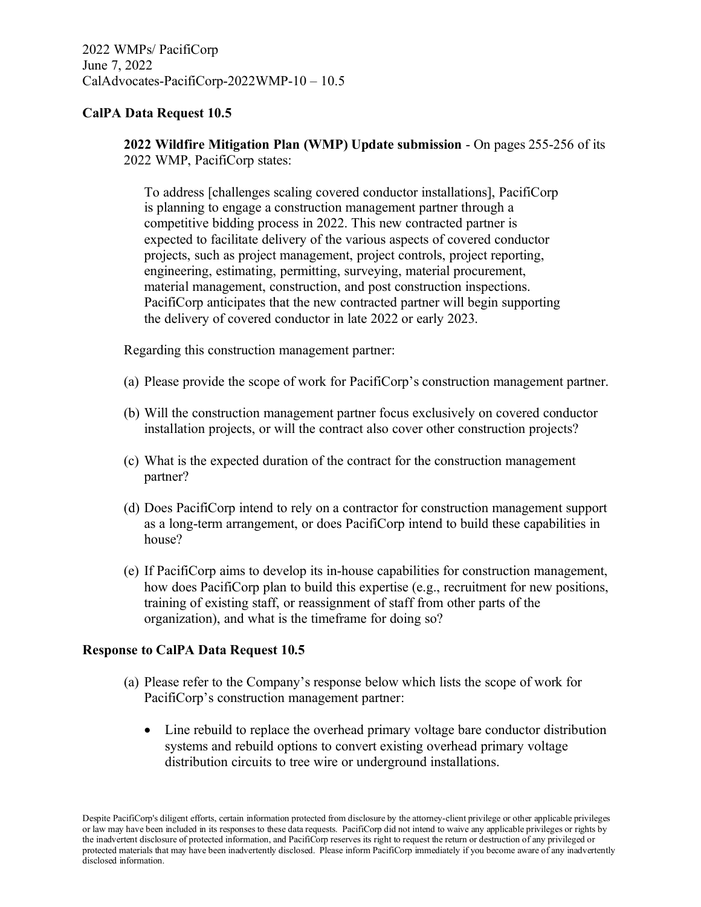2022 WMPs/ PacifiCorp
June 7, 2022
CalAdvocates-PacifiCorp-2022WMP-10 – 10.5

**CalPA Data Request 10.5**

> **2022 Wildfire Mitigation Plan (WMP) Update submission** - On pages 255-256 of its 2022 WMP, PacifiCorp states:
>
> > To address [challenges scaling covered conductor installations], PacifiCorp is planning to engage a construction management partner through a competitive bidding process in 2022. This new contracted partner is expected to facilitate delivery of the various aspects of covered conductor projects, such as project management, project controls, project reporting, engineering, estimating, permitting, surveying, material procurement, material management, construction, and post construction inspections. PacifiCorp anticipates that the new contracted partner will begin supporting the delivery of covered conductor in late 2022 or early 2023.
>
> Regarding this construction management partner:
>
> (a) Please provide the scope of work for PacifiCorp's construction management partner.
>
> (b) Will the construction management partner focus exclusively on covered conductor installation projects, or will the contract also cover other construction projects?
>
> (c) What is the expected duration of the contract for the construction management partner?
>
> (d) Does PacifiCorp intend to rely on a contractor for construction management support as a long-term arrangement, or does PacifiCorp intend to build these capabilities in house?
>
> (e) If PacifiCorp aims to develop its in-house capabilities for construction management, how does PacifiCorp plan to build this expertise (e.g., recruitment for new positions, training of existing staff, or reassignment of staff from other parts of the organization), and what is the timeframe for doing so?

**Response to CalPA Data Request 10.5**

(a) Please refer to the Company's response below which lists the scope of work for PacifiCorp's construction management partner:

- Line rebuild to replace the overhead primary voltage bare conductor distribution systems and rebuild options to convert existing overhead primary voltage distribution circuits to tree wire or underground installations.

Despite PacifiCorp's diligent efforts, certain information protected from disclosure by the attorney-client privilege or other applicable privileges or law may have been included in its responses to these data requests. PacifiCorp did not intend to waive any applicable privileges or rights by the inadvertent disclosure of protected information, and PacifiCorp reserves its right to request the return or destruction of any privileged or protected materials that may have been inadvertently disclosed. Please inform PacifiCorp immediately if you become aware of any inadvertently disclosed information.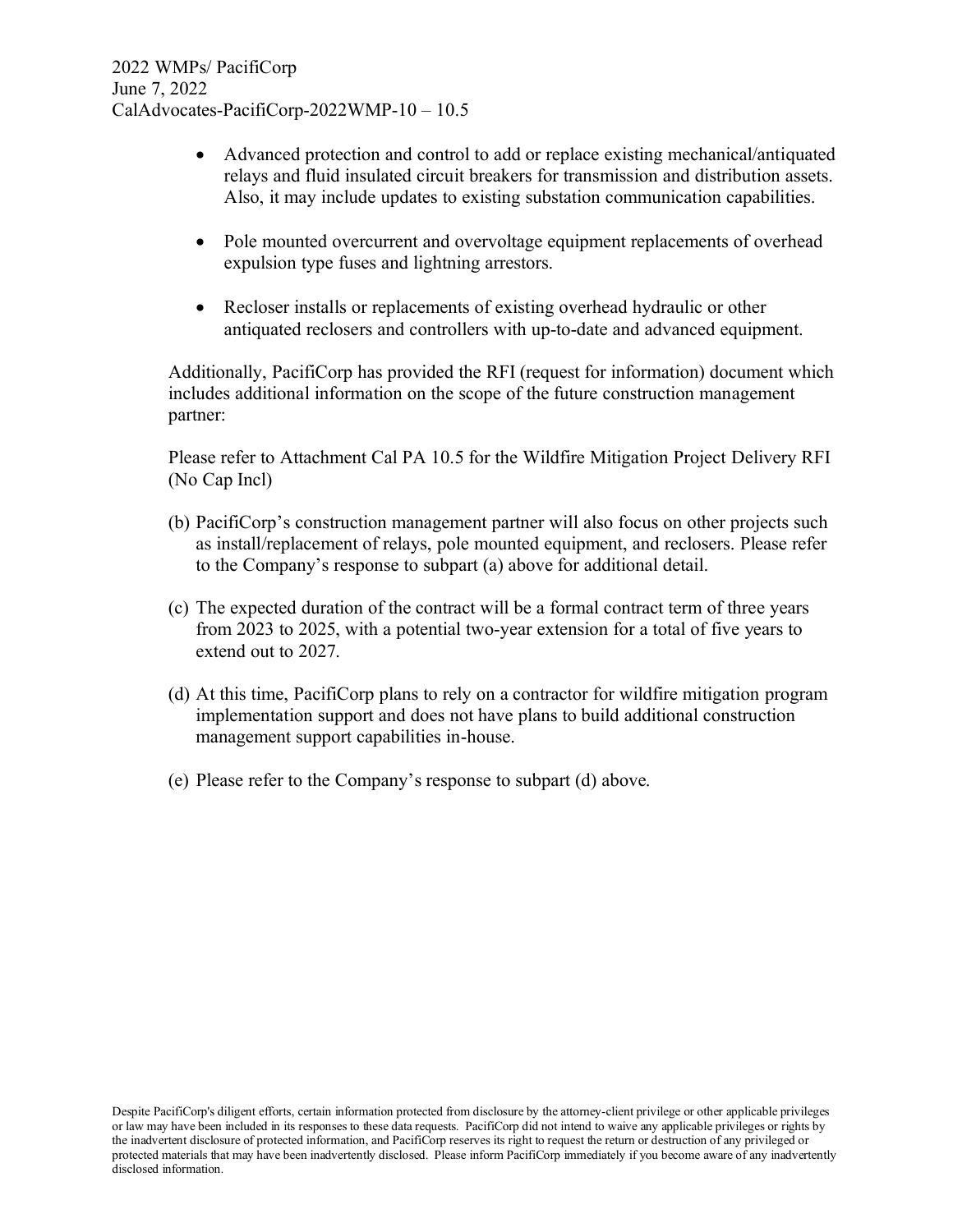- Advanced protection and control to add or replace existing mechanical/antiquated relays and fluid insulated circuit breakers for transmission and distribution assets. Also, it may include updates to existing substation communication capabilities.

- Pole mounted overcurrent and overvoltage equipment replacements of overhead expulsion type fuses and lightning arrestors.

- Recloser installs or replacements of existing overhead hydraulic or other antiquated reclosers and controllers with up-to-date and advanced equipment.

Additionally, PacifiCorp has provided the RFI (request for information) document which includes additional information on the scope of the future construction management partner:

Please refer to Attachment Cal PA 10.5 for the Wildfire Mitigation Project Delivery RFI (No Cap Incl)

(b) PacifiCorp's construction management partner will also focus on other projects such as install/replacement of relays, pole mounted equipment, and reclosers. Please refer to the Company's response to subpart (a) above for additional detail.

(c) The expected duration of the contract will be a formal contract term of three years from 2023 to 2025, with a potential two-year extension for a total of five years to extend out to 2027.

(d) At this time, PacifiCorp plans to rely on a contractor for wildfire mitigation program implementation support and does not have plans to build additional construction management support capabilities in-house.

(e) Please refer to the Company's response to subpart (d) above.